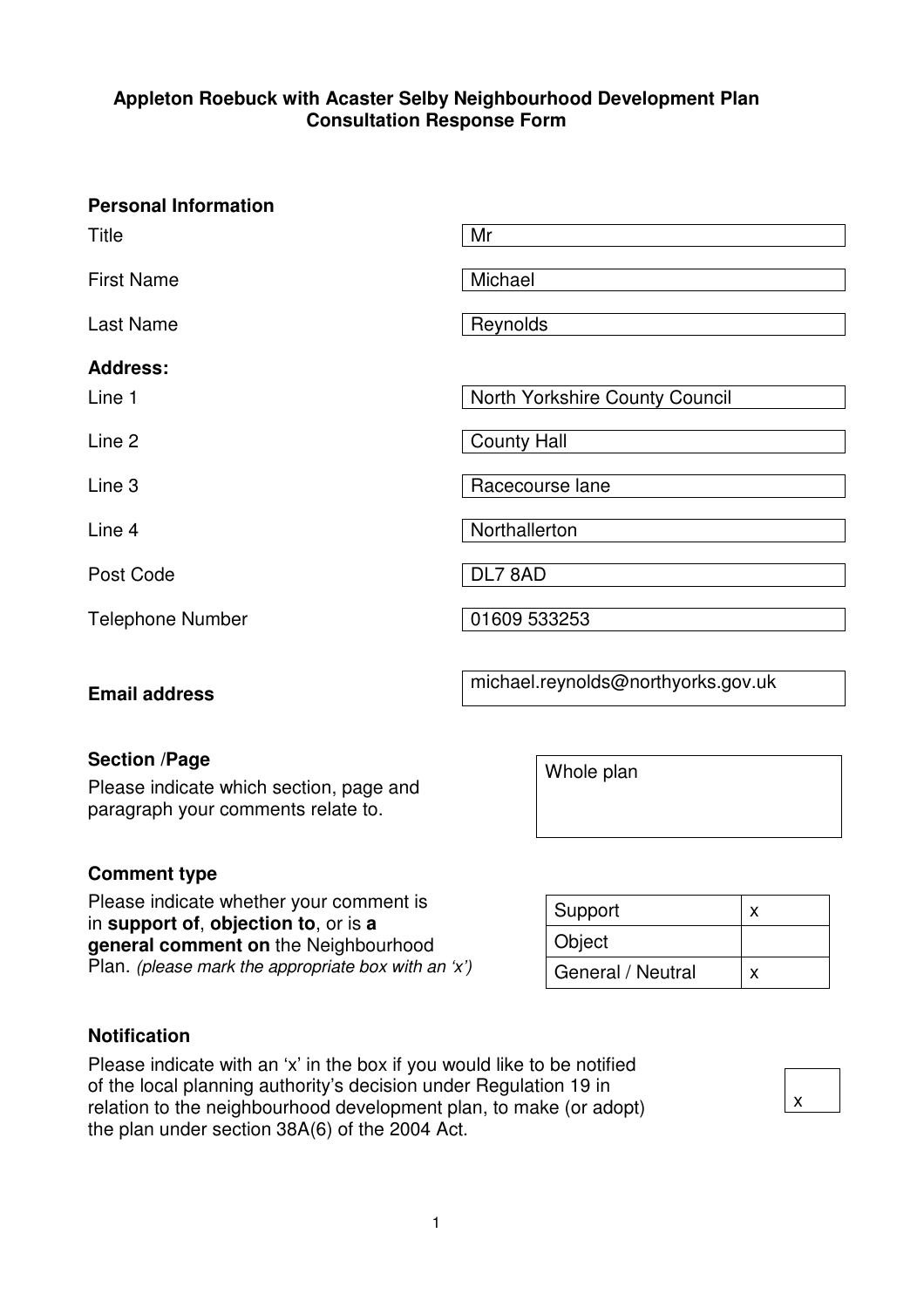**Appleton Roebuck with Acaster Selby Neighbourhood Development Plan Consultation Response Form**

**Personal Information**

| | |
|---|---|
| Title | Mr |
| First Name | Michael |
| Last Name | Reynolds |
| **Address:** | |
| Line 1 | North Yorkshire County Council |
| Line 2 | County Hall |
| Line 3 | Racecourse lane |
| Line 4 | Northallerton |
| Post Code | DL7 8AD |
| Telephone Number | 01609 533253 |
| **Email address** | michael.reynolds@northyorks.gov.uk |

**Section /Page**

Please indicate which section, page and paragraph your comments relate to.

Whole plan

**Comment type**

Please indicate whether your comment is in **support of**, **objection to**, or is **a general comment on** the Neighbourhood Plan. *(please mark the appropriate box with an 'x')*

| | |
|---|---|
| Support | x |
| Object | |
| General / Neutral | x |

**Notification**

Please indicate with an 'x' in the box if you would like to be notified of the local planning authority's decision under Regulation 19 in relation to the neighbourhood development plan, to make (or adopt) the plan under section 38A(6) of the 2004 Act.

x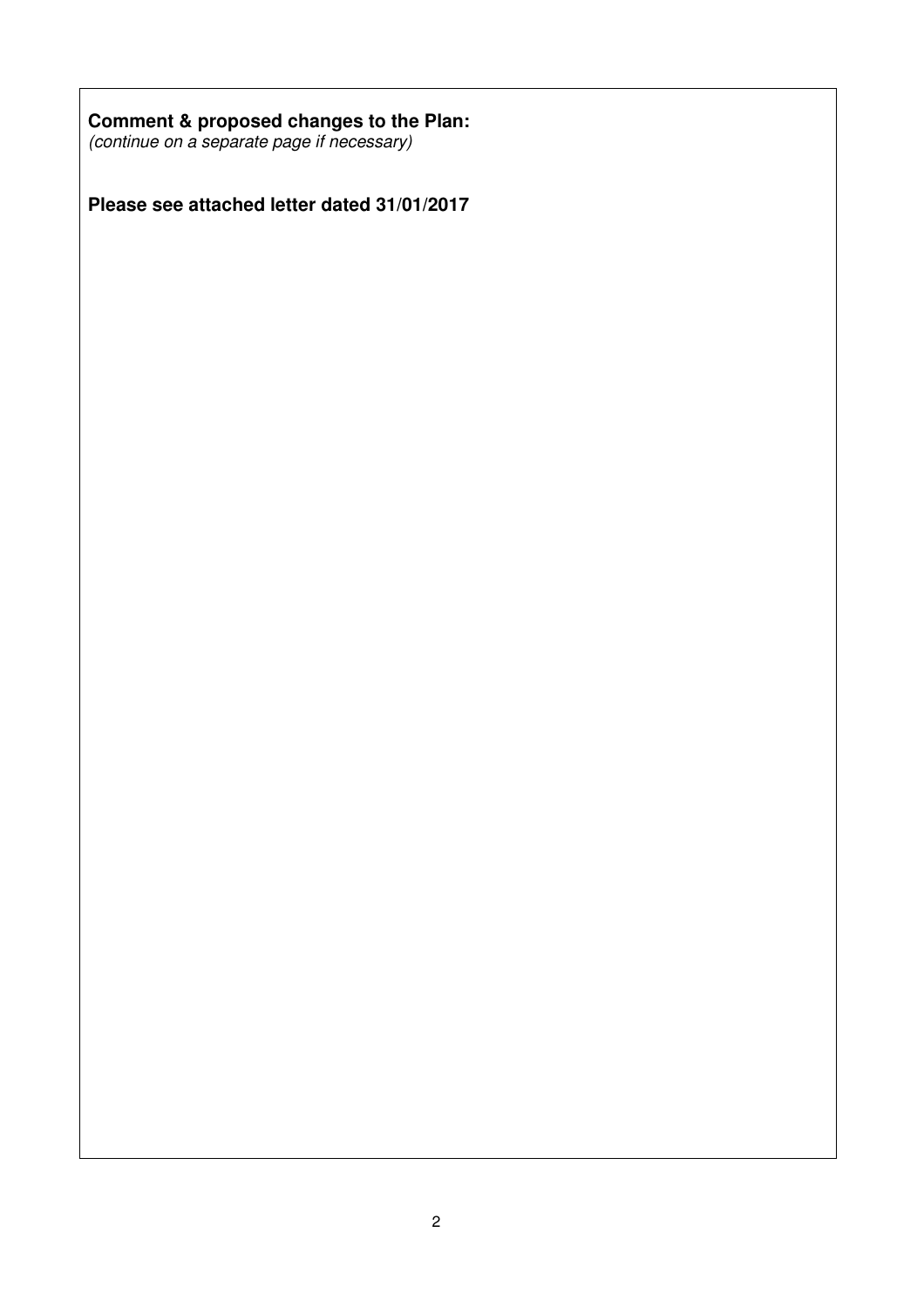**Comment & proposed changes to the Plan:**
*(continue on a separate page if necessary)*

**Please see attached letter dated 31/01/2017**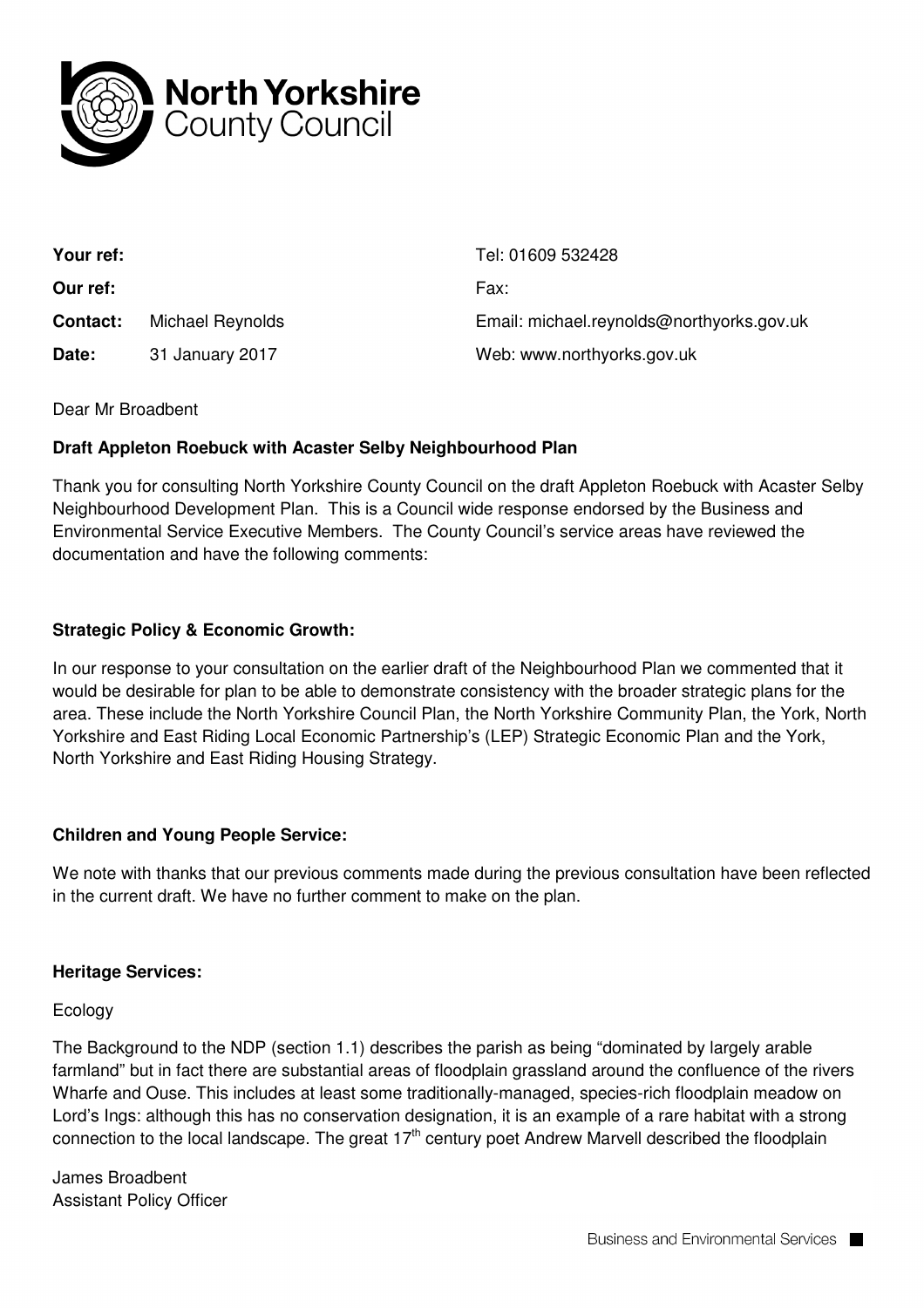**North Yorkshire County Council**

| | | |
|---|---|---|
| **Your ref:** | | Tel: 01609 532428 |
| **Our ref:** | | Fax: |
| **Contact:** | Michael Reynolds | Email: michael.reynolds@northyorks.gov.uk |
| **Date:** | 31 January 2017 | Web: www.northyorks.gov.uk |

Dear Mr Broadbent

**Draft Appleton Roebuck with Acaster Selby Neighbourhood Plan**

Thank you for consulting North Yorkshire County Council on the draft Appleton Roebuck with Acaster Selby Neighbourhood Development Plan. This is a Council wide response endorsed by the Business and Environmental Service Executive Members. The County Council's service areas have reviewed the documentation and have the following comments:

**Strategic Policy & Economic Growth:**

In our response to your consultation on the earlier draft of the Neighbourhood Plan we commented that it would be desirable for plan to be able to demonstrate consistency with the broader strategic plans for the area. These include the North Yorkshire Council Plan, the North Yorkshire Community Plan, the York, North Yorkshire and East Riding Local Economic Partnership's (LEP) Strategic Economic Plan and the York, North Yorkshire and East Riding Housing Strategy.

**Children and Young People Service:**

We note with thanks that our previous comments made during the previous consultation have been reflected in the current draft. We have no further comment to make on the plan.

**Heritage Services:**

Ecology

The Background to the NDP (section 1.1) describes the parish as being "dominated by largely arable farmland" but in fact there are substantial areas of floodplain grassland around the confluence of the rivers Wharfe and Ouse. This includes at least some traditionally-managed, species-rich floodplain meadow on Lord's Ings: although this has no conservation designation, it is an example of a rare habitat with a strong connection to the local landscape. The great 17th century poet Andrew Marvell described the floodplain

James Broadbent
Assistant Policy Officer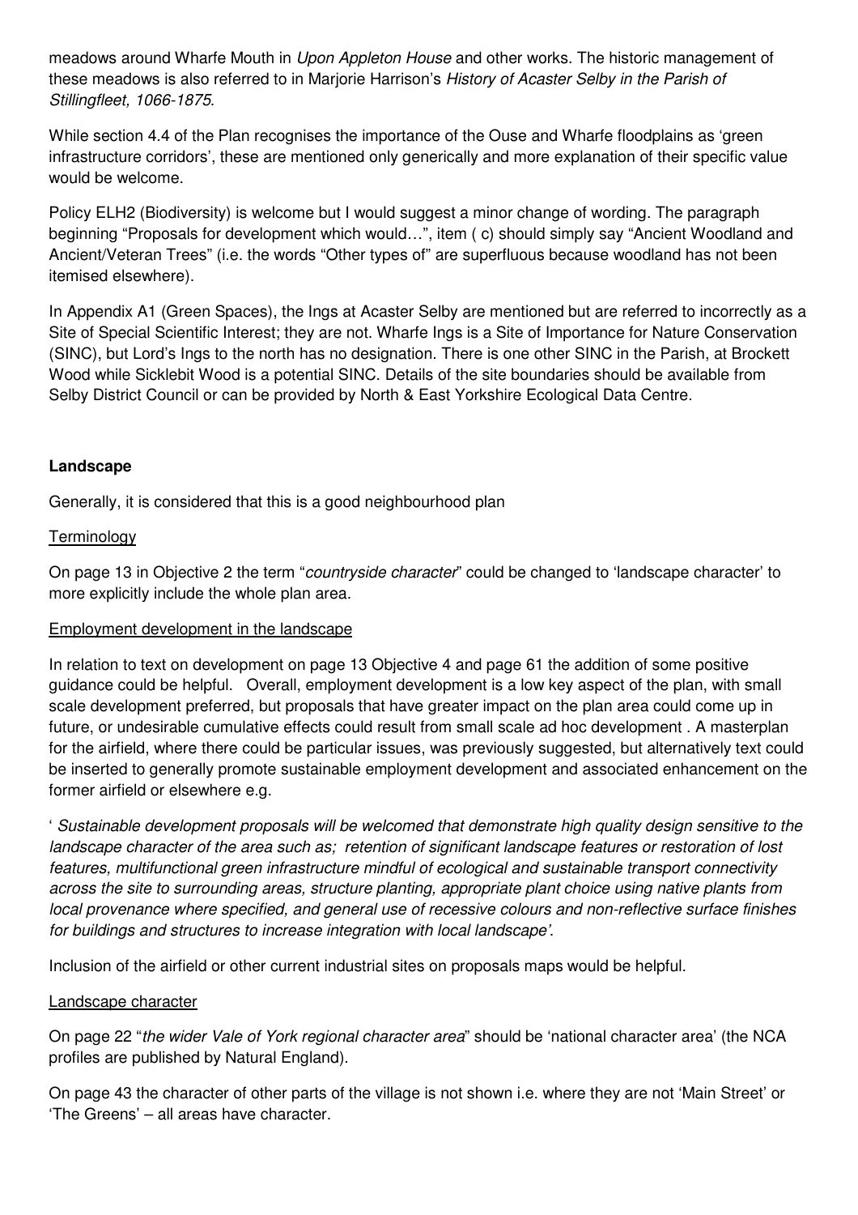meadows around Wharfe Mouth in *Upon Appleton House* and other works. The historic management of these meadows is also referred to in Marjorie Harrison's *History of Acaster Selby in the Parish of Stillingfleet, 1066-1875*.

While section 4.4 of the Plan recognises the importance of the Ouse and Wharfe floodplains as 'green infrastructure corridors', these are mentioned only generically and more explanation of their specific value would be welcome.

Policy ELH2 (Biodiversity) is welcome but I would suggest a minor change of wording. The paragraph beginning "Proposals for development which would…", item ( c) should simply say "Ancient Woodland and Ancient/Veteran Trees" (i.e. the words "Other types of" are superfluous because woodland has not been itemised elsewhere).

In Appendix A1 (Green Spaces), the Ings at Acaster Selby are mentioned but are referred to incorrectly as a Site of Special Scientific Interest; they are not. Wharfe Ings is a Site of Importance for Nature Conservation (SINC), but Lord's Ings to the north has no designation. There is one other SINC in the Parish, at Brockett Wood while Sicklebit Wood is a potential SINC. Details of the site boundaries should be available from Selby District Council or can be provided by North & East Yorkshire Ecological Data Centre.

**Landscape**

Generally, it is considered that this is a good neighbourhood plan

Terminology

On page 13 in Objective 2 the term "*countryside character*" could be changed to 'landscape character' to more explicitly include the whole plan area.

Employment development in the landscape

In relation to text on development on page 13 Objective 4 and page 61 the addition of some positive guidance could be helpful. Overall, employment development is a low key aspect of the plan, with small scale development preferred, but proposals that have greater impact on the plan area could come up in future, or undesirable cumulative effects could result from small scale ad hoc development . A masterplan for the airfield, where there could be particular issues, was previously suggested, but alternatively text could be inserted to generally promote sustainable employment development and associated enhancement on the former airfield or elsewhere e.g.

' *Sustainable development proposals will be welcomed that demonstrate high quality design sensitive to the landscape character of the area such as; retention of significant landscape features or restoration of lost features, multifunctional green infrastructure mindful of ecological and sustainable transport connectivity across the site to surrounding areas, structure planting, appropriate plant choice using native plants from local provenance where specified, and general use of recessive colours and non-reflective surface finishes for buildings and structures to increase integration with local landscape'.*

Inclusion of the airfield or other current industrial sites on proposals maps would be helpful.

Landscape character

On page 22 "*the wider Vale of York regional character area*" should be 'national character area' (the NCA profiles are published by Natural England).

On page 43 the character of other parts of the village is not shown i.e. where they are not 'Main Street' or 'The Greens' – all areas have character.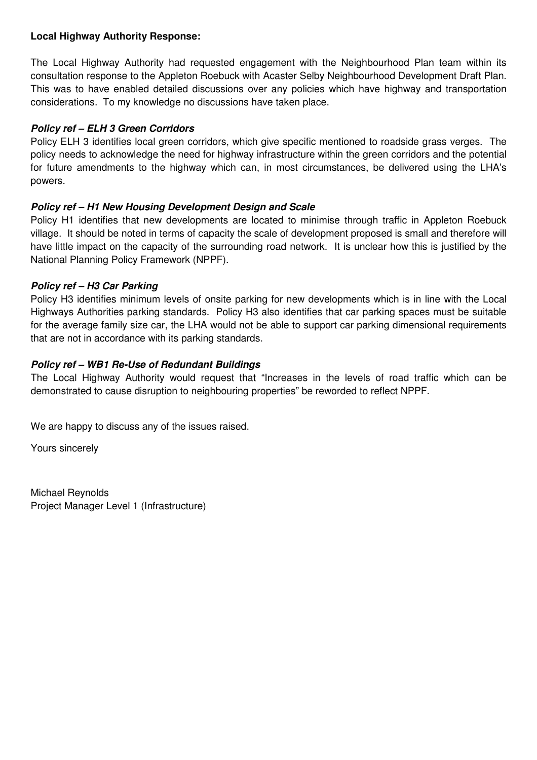**Local Highway Authority Response:**

The Local Highway Authority had requested engagement with the Neighbourhood Plan team within its consultation response to the Appleton Roebuck with Acaster Selby Neighbourhood Development Draft Plan. This was to have enabled detailed discussions over any policies which have highway and transportation considerations. To my knowledge no discussions have taken place.

***Policy ref – ELH 3 Green Corridors***
Policy ELH 3 identifies local green corridors, which give specific mentioned to roadside grass verges. The policy needs to acknowledge the need for highway infrastructure within the green corridors and the potential for future amendments to the highway which can, in most circumstances, be delivered using the LHA's powers.

***Policy ref – H1 New Housing Development Design and Scale***
Policy H1 identifies that new developments are located to minimise through traffic in Appleton Roebuck village. It should be noted in terms of capacity the scale of development proposed is small and therefore will have little impact on the capacity of the surrounding road network. It is unclear how this is justified by the National Planning Policy Framework (NPPF).

***Policy ref – H3 Car Parking***
Policy H3 identifies minimum levels of onsite parking for new developments which is in line with the Local Highways Authorities parking standards. Policy H3 also identifies that car parking spaces must be suitable for the average family size car, the LHA would not be able to support car parking dimensional requirements that are not in accordance with its parking standards.

***Policy ref – WB1 Re-Use of Redundant Buildings***
The Local Highway Authority would request that "Increases in the levels of road traffic which can be demonstrated to cause disruption to neighbouring properties" be reworded to reflect NPPF.

We are happy to discuss any of the issues raised.

Yours sincerely

Michael Reynolds
Project Manager Level 1 (Infrastructure)